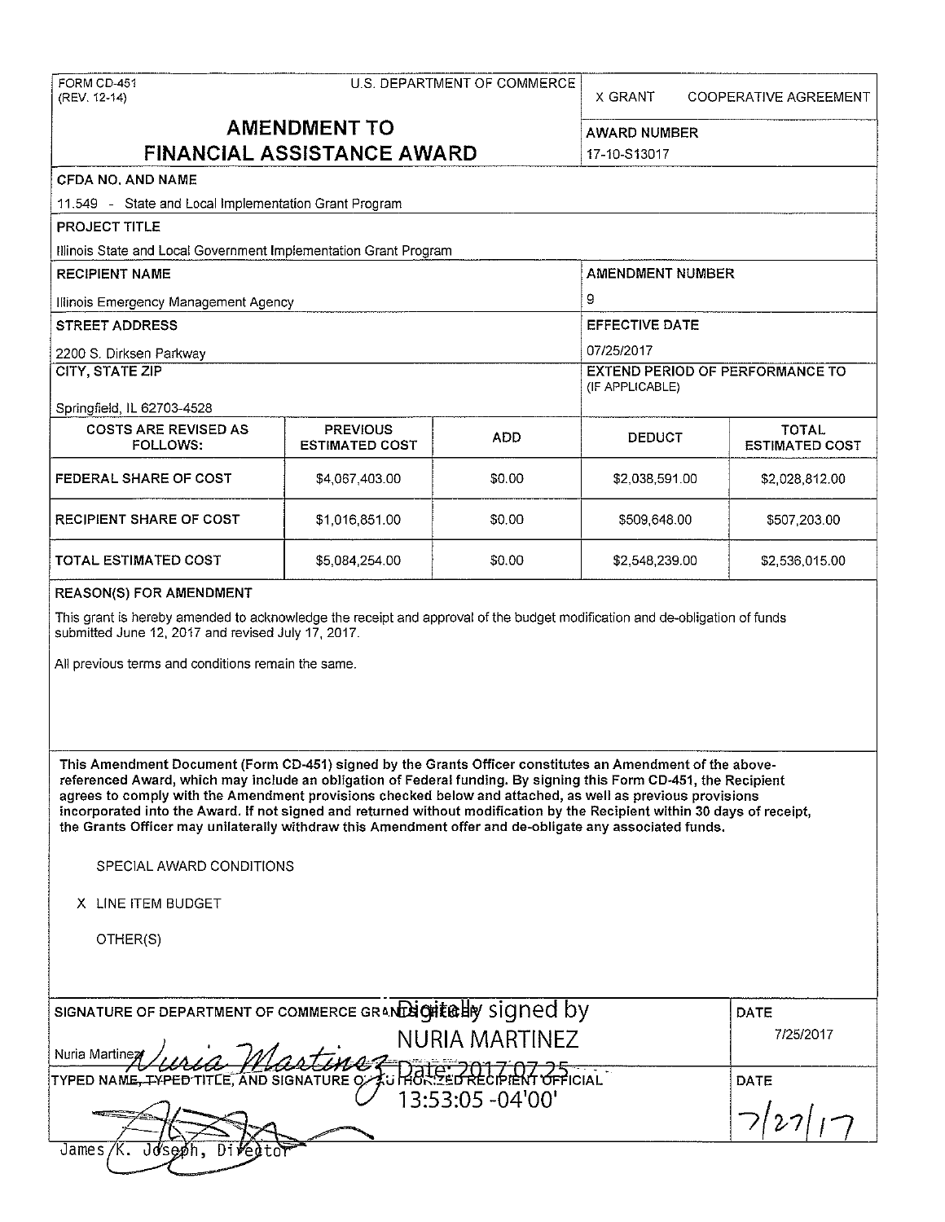FORM CD-451
(REV. 12-14)

U.S. DEPARTMENT OF COMMERCE

X GRANT     COOPERATIVE AGREEMENT

# AMENDMENT TO FINANCIAL ASSISTANCE AWARD

**AWARD NUMBER**
17-10-S13017

**CFDA NO. AND NAME**
11.549 - State and Local Implementation Grant Program

**PROJECT TITLE**
Illinois State and Local Government Implementation Grant Program

**RECIPIENT NAME**
Illinois Emergency Management Agency

**AMENDMENT NUMBER**
9

**STREET ADDRESS**
2200 S. Dirksen Parkway

**EFFECTIVE DATE**
07/25/2017

**CITY, STATE ZIP**
Springfield, IL 62703-4528

**EXTEND PERIOD OF PERFORMANCE TO (IF APPLICABLE)**

| COSTS ARE REVISED AS FOLLOWS: | PREVIOUS ESTIMATED COST | ADD | DEDUCT | TOTAL ESTIMATED COST |
|---|---|---|---|---|
| FEDERAL SHARE OF COST | $4,067,403.00 | $0.00 | $2,038,591.00 | $2,028,812.00 |
| RECIPIENT SHARE OF COST | $1,016,851.00 | $0.00 | $509,648.00 | $507,203.00 |
| TOTAL ESTIMATED COST | $5,084,254.00 | $0.00 | $2,548,239.00 | $2,536,015.00 |

**REASON(S) FOR AMENDMENT**

This grant is hereby amended to acknowledge the receipt and approval of the budget modification and de-obligation of funds submitted June 12, 2017 and revised July 17, 2017.

All previous terms and conditions remain the same.

**This Amendment Document (Form CD-451) signed by the Grants Officer constitutes an Amendment of the above-referenced Award, which may include an obligation of Federal funding. By signing this Form CD-451, the Recipient agrees to comply with the Amendment provisions checked below and attached, as well as previous provisions incorporated into the Award. If not signed and returned without modification by the Recipient within 30 days of receipt, the Grants Officer may unilaterally withdraw this Amendment offer and de-obligate any associated funds.**

SPECIAL AWARD CONDITIONS

X LINE ITEM BUDGET

OTHER(S)

SIGNATURE OF DEPARTMENT OF COMMERCE GRANTS OFFICER

Nuria Martinez — Digitally signed by NURIA MARTINEZ Date: 2017.07.25 13:53:05 -04'00'

DATE
7/25/2017

TYPED NAME, TYPED TITLE, AND SIGNATURE OF AUTHORIZED RECIPIENT OFFICIAL

James K. Joseph, Director

DATE
7/27/17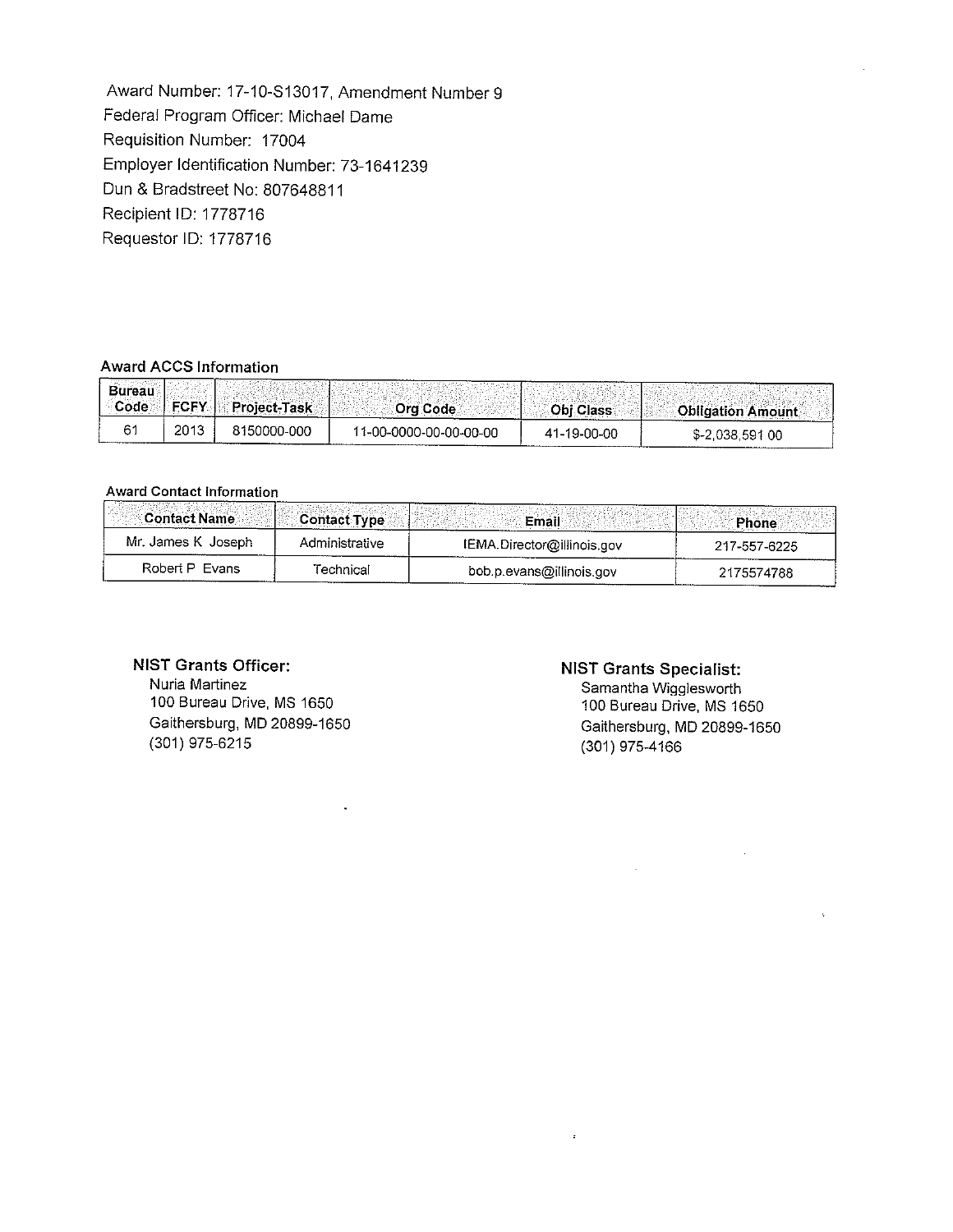Award Number: 17-10-S13017, Amendment Number 9
Federal Program Officer: Michael Dame
Requisition Number: 17004
Employer Identification Number: 73-1641239
Dun & Bradstreet No: 807648811
Recipient ID: 1778716
Requestor ID: 1778716

**Award ACCS Information**

| Bureau Code | FCFY | Project-Task | Org Code | Obj Class | Obligation Amount |
|---|---|---|---|---|---|
| 61 | 2013 | 8150000-000 | 11-00-0000-00-00-00-00 | 41-19-00-00 | $-2,038,591 00 |

**Award Contact Information**

| Contact Name | Contact Type | Email | Phone |
|---|---|---|---|
| Mr. James K Joseph | Administrative | IEMA.Director@illinois.gov | 217-557-6225 |
| Robert P Evans | Technical | bob.p.evans@illinois.gov | 2175574788 |

**NIST Grants Officer:**
Nuria Martinez
100 Bureau Drive, MS 1650
Gaithersburg, MD 20899-1650
(301) 975-6215

**NIST Grants Specialist:**
Samantha Wigglesworth
100 Bureau Drive, MS 1650
Gaithersburg, MD 20899-1650
(301) 975-4166